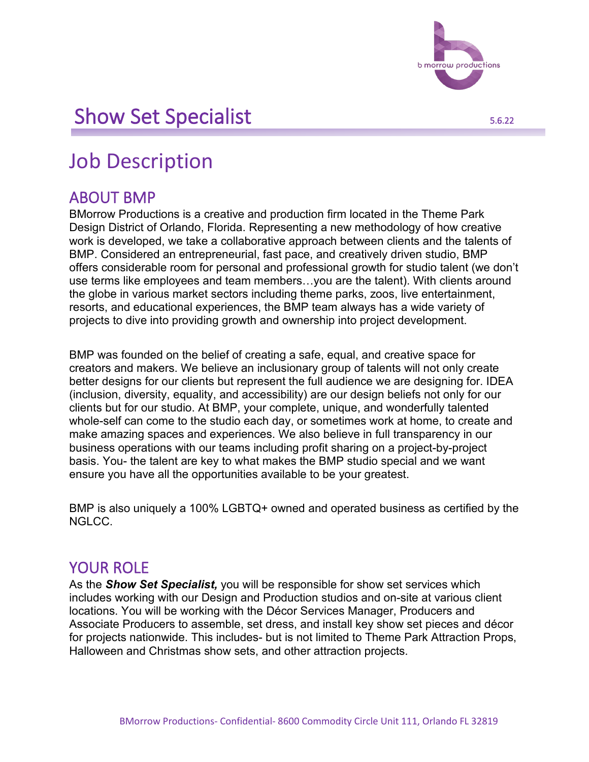# Show Set Specialist

5.6.22

# Job Description

## ABOUT BMP

BMorrow Productions is a creative and production firm located in the Theme Park Design District of Orlando, Florida. Representing a new methodology of how creative work is developed, we take a collaborative approach between clients and the talents of BMP. Considered an entrepreneurial, fast pace, and creatively driven studio, BMP offers considerable room for personal and professional growth for studio talent (we don't use terms like employees and team members…you are the talent). With clients around the globe in various market sectors including theme parks, zoos, live entertainment, resorts, and educational experiences, the BMP team always has a wide variety of projects to dive into providing growth and ownership into project development.

BMP was founded on the belief of creating a safe, equal, and creative space for creators and makers. We believe an inclusionary group of talents will not only create better designs for our clients but represent the full audience we are designing for. IDEA (inclusion, diversity, equality, and accessibility) are our design beliefs not only for our clients but for our studio. At BMP, your complete, unique, and wonderfully talented whole-self can come to the studio each day, or sometimes work at home, to create and make amazing spaces and experiences. We also believe in full transparency in our business operations with our teams including profit sharing on a project-by-project basis. You- the talent are key to what makes the BMP studio special and we want ensure you have all the opportunities available to be your greatest.

BMP is also uniquely a 100% LGBTQ+ owned and operated business as certified by the NGLCC.

## YOUR ROLE

As the ***Show Set Specialist,*** you will be responsible for show set services which includes working with our Design and Production studios and on-site at various client locations. You will be working with the Décor Services Manager, Producers and Associate Producers to assemble, set dress, and install key show set pieces and décor for projects nationwide. This includes- but is not limited to Theme Park Attraction Props, Halloween and Christmas show sets, and other attraction projects.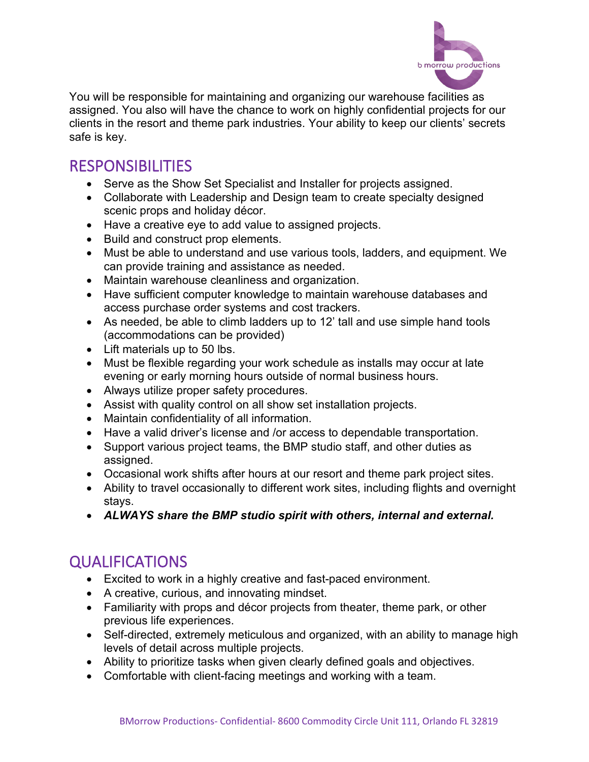You will be responsible for maintaining and organizing our warehouse facilities as assigned. You also will have the chance to work on highly confidential projects for our clients in the resort and theme park industries. Your ability to keep our clients' secrets safe is key.

## RESPONSIBILITIES

- Serve as the Show Set Specialist and Installer for projects assigned.
- Collaborate with Leadership and Design team to create specialty designed scenic props and holiday décor.
- Have a creative eye to add value to assigned projects.
- Build and construct prop elements.
- Must be able to understand and use various tools, ladders, and equipment. We can provide training and assistance as needed.
- Maintain warehouse cleanliness and organization.
- Have sufficient computer knowledge to maintain warehouse databases and access purchase order systems and cost trackers.
- As needed, be able to climb ladders up to 12' tall and use simple hand tools (accommodations can be provided)
- Lift materials up to 50 lbs.
- Must be flexible regarding your work schedule as installs may occur at late evening or early morning hours outside of normal business hours.
- Always utilize proper safety procedures.
- Assist with quality control on all show set installation projects.
- Maintain confidentiality of all information.
- Have a valid driver's license and /or access to dependable transportation.
- Support various project teams, the BMP studio staff, and other duties as assigned.
- Occasional work shifts after hours at our resort and theme park project sites.
- Ability to travel occasionally to different work sites, including flights and overnight stays.
- ***ALWAYS share the BMP studio spirit with others, internal and external.***

## QUALIFICATIONS

- Excited to work in a highly creative and fast-paced environment.
- A creative, curious, and innovating mindset.
- Familiarity with props and décor projects from theater, theme park, or other previous life experiences.
- Self-directed, extremely meticulous and organized, with an ability to manage high levels of detail across multiple projects.
- Ability to prioritize tasks when given clearly defined goals and objectives.
- Comfortable with client-facing meetings and working with a team.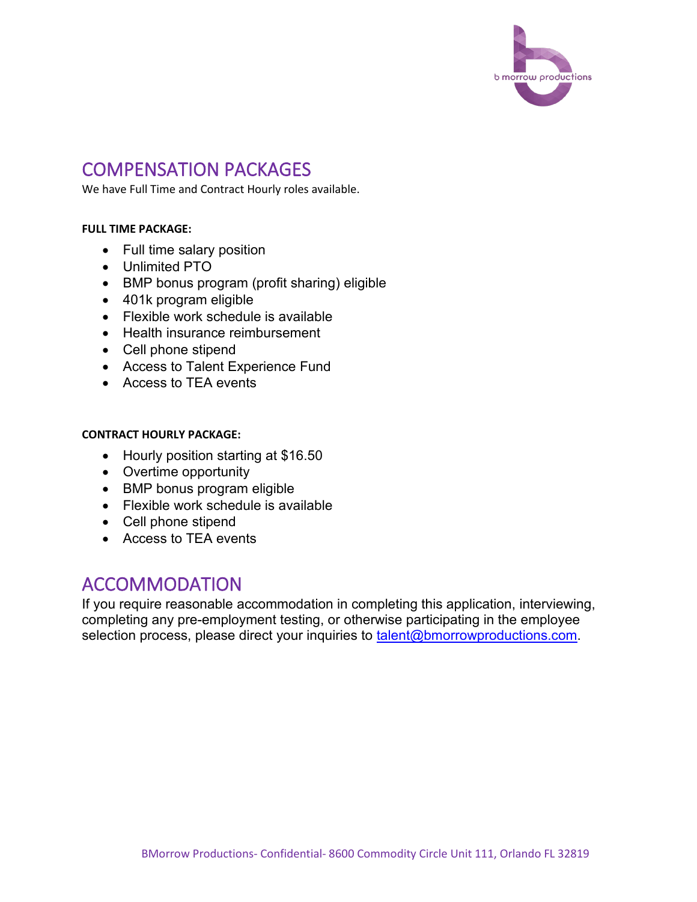## COMPENSATION PACKAGES

We have Full Time and Contract Hourly roles available.

**FULL TIME PACKAGE:**

- Full time salary position
- Unlimited PTO
- BMP bonus program (profit sharing) eligible
- 401k program eligible
- Flexible work schedule is available
- Health insurance reimbursement
- Cell phone stipend
- Access to Talent Experience Fund
- Access to TEA events

**CONTRACT HOURLY PACKAGE:**

- Hourly position starting at $16.50
- Overtime opportunity
- BMP bonus program eligible
- Flexible work schedule is available
- Cell phone stipend
- Access to TEA events

## ACCOMMODATION

If you require reasonable accommodation in completing this application, interviewing, completing any pre-employment testing, or otherwise participating in the employee selection process, please direct your inquiries to talent@bmorrowproductions.com.